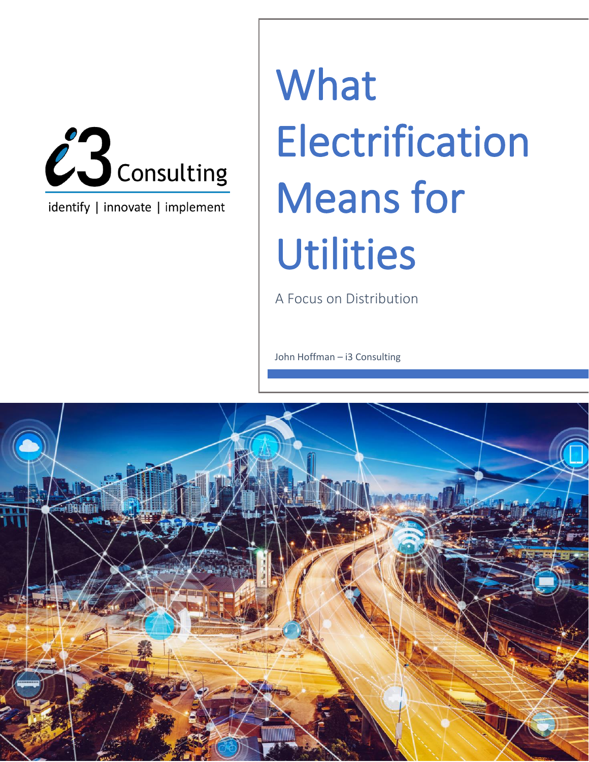i3 Consulting

identify | innovate | implement

# What Electrification Means for Utilities

A Focus on Distribution

John Hoffman – i3 Consulting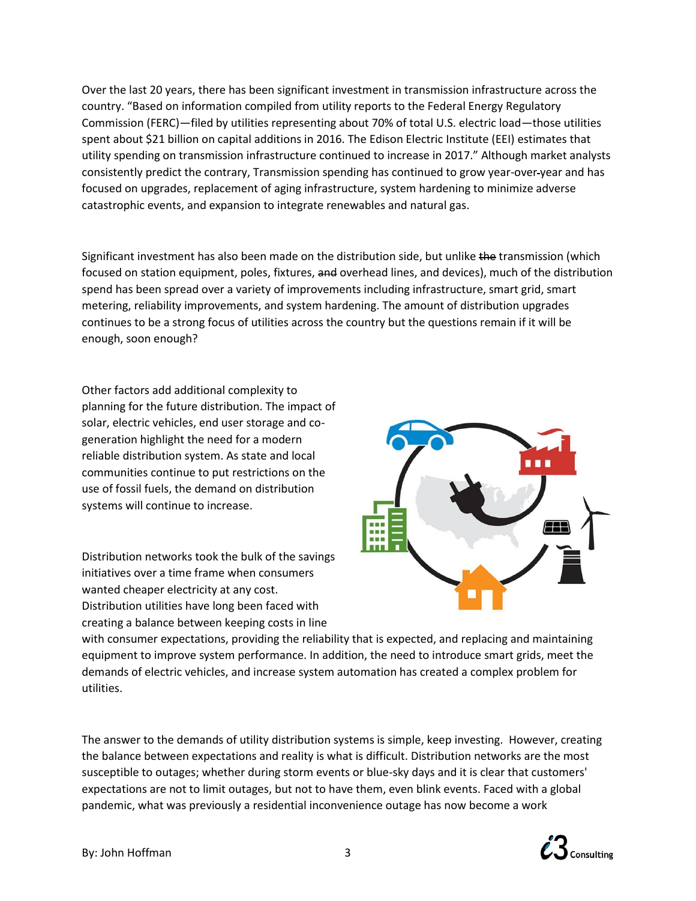Over the last 20 years, there has been significant investment in transmission infrastructure across the country. "Based on information compiled from utility reports to the Federal Energy Regulatory Commission (FERC)—filed by utilities representing about 70% of total U.S. electric load—those utilities spent about $21 billion on capital additions in 2016. The Edison Electric Institute (EEI) estimates that utility spending on transmission infrastructure continued to increase in 2017." Although market analysts consistently predict the contrary, Transmission spending has continued to grow year-over-year and has focused on upgrades, replacement of aging infrastructure, system hardening to minimize adverse catastrophic events, and expansion to integrate renewables and natural gas.

Significant investment has also been made on the distribution side, but unlike ~~the~~ transmission (which focused on station equipment, poles, fixtures, ~~and~~ overhead lines, and devices), much of the distribution spend has been spread over a variety of improvements including infrastructure, smart grid, smart metering, reliability improvements, and system hardening. The amount of distribution upgrades continues to be a strong focus of utilities across the country but the questions remain if it will be enough, soon enough?

Other factors add additional complexity to planning for the future distribution. The impact of solar, electric vehicles, end user storage and co-generation highlight the need for a modern reliable distribution system. As state and local communities continue to put restrictions on the use of fossil fuels, the demand on distribution systems will continue to increase.

Distribution networks took the bulk of the savings initiatives over a time frame when consumers wanted cheaper electricity at any cost. Distribution utilities have long been faced with creating a balance between keeping costs in line with consumer expectations, providing the reliability that is expected, and replacing and maintaining equipment to improve system performance. In addition, the need to introduce smart grids, meet the demands of electric vehicles, and increase system automation has created a complex problem for utilities.

The answer to the demands of utility distribution systems is simple, keep investing. However, creating the balance between expectations and reality is what is difficult. Distribution networks are the most susceptible to outages; whether during storm events or blue-sky days and it is clear that customers' expectations are not to limit outages, but not to have them, even blink events. Faced with a global pandemic, what was previously a residential inconvenience outage has now become a work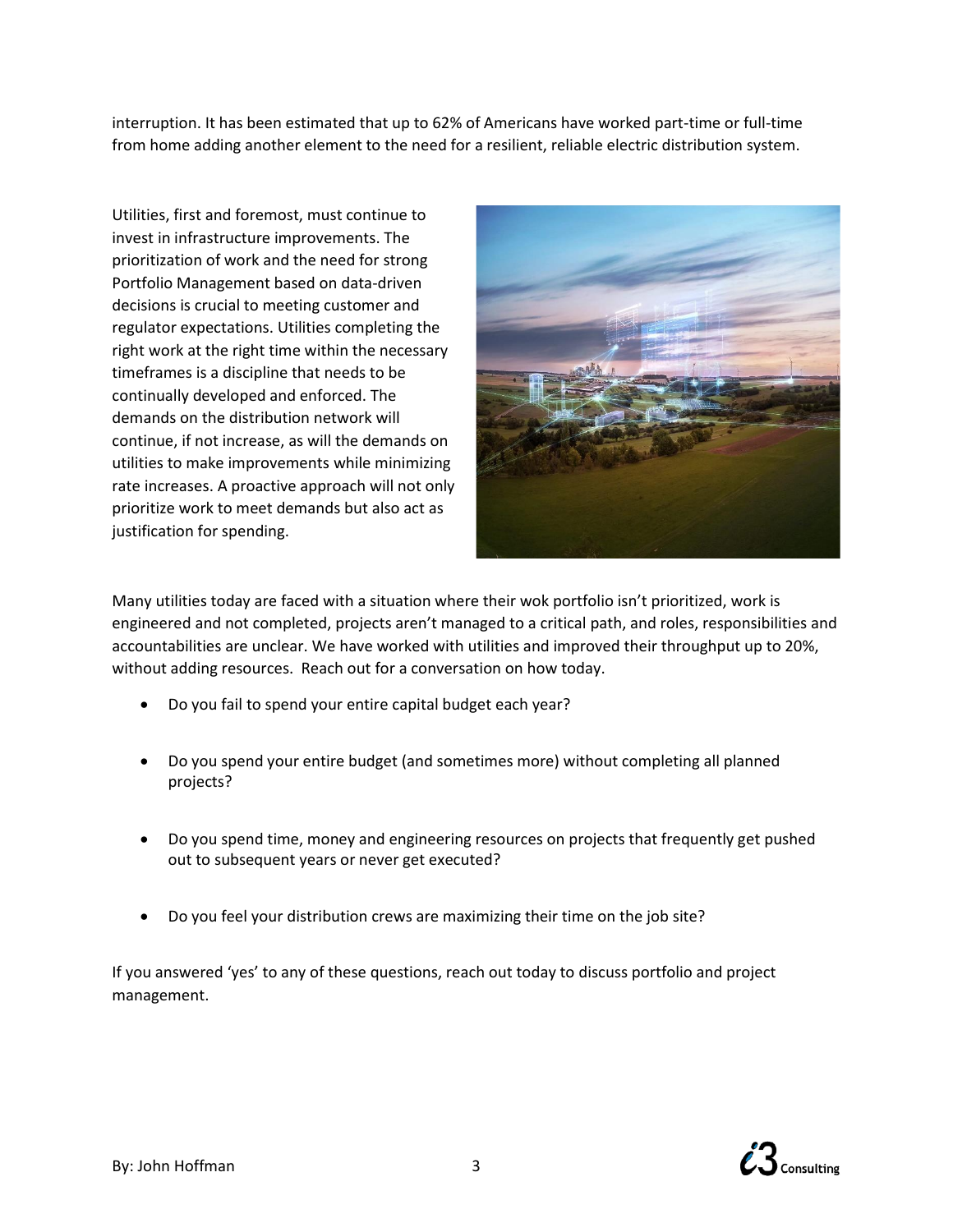interruption. It has been estimated that up to 62% of Americans have worked part-time or full-time from home adding another element to the need for a resilient, reliable electric distribution system.

Utilities, first and foremost, must continue to invest in infrastructure improvements. The prioritization of work and the need for strong Portfolio Management based on data-driven decisions is crucial to meeting customer and regulator expectations. Utilities completing the right work at the right time within the necessary timeframes is a discipline that needs to be continually developed and enforced. The demands on the distribution network will continue, if not increase, as will the demands on utilities to make improvements while minimizing rate increases. A proactive approach will not only prioritize work to meet demands but also act as justification for spending.

Many utilities today are faced with a situation where their wok portfolio isn't prioritized, work is engineered and not completed, projects aren't managed to a critical path, and roles, responsibilities and accountabilities are unclear. We have worked with utilities and improved their throughput up to 20%, without adding resources. Reach out for a conversation on how today.

- Do you fail to spend your entire capital budget each year?
- Do you spend your entire budget (and sometimes more) without completing all planned projects?
- Do you spend time, money and engineering resources on projects that frequently get pushed out to subsequent years or never get executed?
- Do you feel your distribution crews are maximizing their time on the job site?

If you answered 'yes' to any of these questions, reach out today to discuss portfolio and project management.